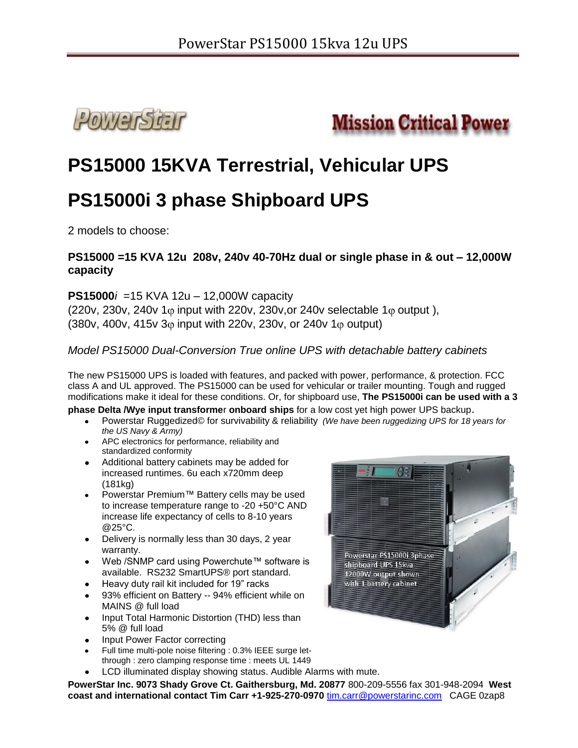PowerStar PS15000 15kva 12u UPS

PowerStar

Mission Critical Power

# PS15000 15KVA Terrestrial, Vehicular UPS

# PS15000i 3 phase Shipboard UPS

2 models to choose:

**PS15000 =15 KVA 12u 208v, 240v 40-70Hz dual or single phase in & out – 12,000W capacity**

**PS15000***i* =15 KVA 12u – 12,000W capacity
(220v, 230v, 240v 1φ input with 220v, 230v,or 240v selectable 1φ output ),
(380v, 400v, 415v 3φ input with 220v, 230v, or 240v 1φ output)

*Model PS15000 Dual-Conversion True online UPS with detachable battery cabinets*

The new PS15000 UPS is loaded with features, and packed with power, performance, & protection. FCC class A and UL approved. The PS15000 can be used for vehicular or trailer mounting. Tough and rugged modifications make it ideal for these conditions. Or, for shipboard use, **The PS15000i can be used with a 3 phase Delta /Wye input transformer onboard ships** for a low cost yet high power UPS backup.

- Powerstar Ruggedized© for survivability & reliability *(We have been ruggedizing UPS for 18 years for the US Navy & Army)*
- APC electronics for performance, reliability and standardized conformity
- Additional battery cabinets may be added for increased runtimes. 6u each x720mm deep (181kg)
- Powerstar Premium™ Battery cells may be used to increase temperature range to -20 +50°C AND increase life expectancy of cells to 8-10 years @25°C.
- Delivery is normally less than 30 days, 2 year warranty.
- Web /SNMP card using Powerchute™ software is available. RS232 SmartUPS® port standard.
- Heavy duty rail kit included for 19" racks
- 93% efficient on Battery -- 94% efficient while on MAINS @ full load
- Input Total Harmonic Distortion (THD) less than 5% @ full load
- Input Power Factor correcting
- Full time multi-pole noise filtering : 0.3% IEEE surge let-through : zero clamping response time : meets UL 1449
- LCD illuminated display showing status. Audible Alarms with mute.

Powerstar PS15000i 3phase shipboard UPS 15kva 12000W output shown with 1 battery cabinet

**PowerStar Inc. 9073 Shady Grove Ct. Gaithersburg, Md. 20877** 800-209-5556 fax 301-948-2094 **West coast and international contact Tim Carr +1-925-270-0970** tim.carr@powerstarinc.com CAGE 0zap8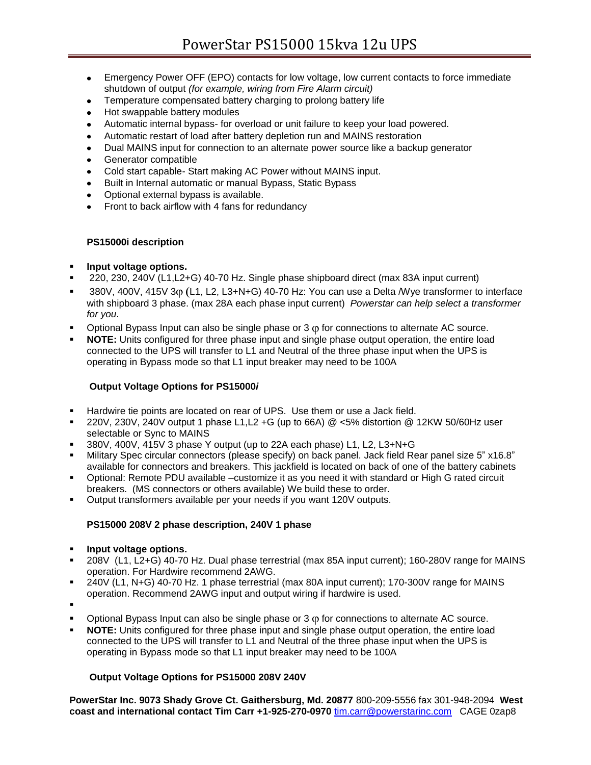- Emergency Power OFF (EPO) contacts for low voltage, low current contacts to force immediate shutdown of output *(for example, wiring from Fire Alarm circuit)*
- Temperature compensated battery charging to prolong battery life
- Hot swappable battery modules
- Automatic internal bypass- for overload or unit failure to keep your load powered.
- Automatic restart of load after battery depletion run and MAINS restoration
- Dual MAINS input for connection to an alternate power source like a backup generator
- Generator compatible
- Cold start capable- Start making AC Power without MAINS input.
- Built in Internal automatic or manual Bypass, Static Bypass
- Optional external bypass is available.
- Front to back airflow with 4 fans for redundancy

**PS15000i description**

- **Input voltage options.**
- 220, 230, 240V (L1,L2+G) 40-70 Hz. Single phase shipboard direct (max 83A input current)
- 380V, 400V, 415V 3φ (L1, L2, L3+N+G) 40-70 Hz: You can use a Delta /Wye transformer to interface with shipboard 3 phase. (max 28A each phase input current) *Powerstar can help select a transformer for you*.
- Optional Bypass Input can also be single phase or 3 φ for connections to alternate AC source.
- **NOTE:** Units configured for three phase input and single phase output operation, the entire load connected to the UPS will transfer to L1 and Neutral of the three phase input when the UPS is operating in Bypass mode so that L1 input breaker may need to be 100A

**Output Voltage Options for PS15000*i***

- Hardwire tie points are located on rear of UPS. Use them or use a Jack field.
- 220V, 230V, 240V output 1 phase L1,L2 +G (up to 66A) @ <5% distortion @ 12KW 50/60Hz user selectable or Sync to MAINS
- 380V, 400V, 415V 3 phase Y output (up to 22A each phase) L1, L2, L3+N+G
- Military Spec circular connectors (please specify) on back panel. Jack field Rear panel size 5" x16.8" available for connectors and breakers. This jackfield is located on back of one of the battery cabinets
- Optional: Remote PDU available –customize it as you need it with standard or High G rated circuit breakers. (MS connectors or others available) We build these to order.
- Output transformers available per your needs if you want 120V outputs.

**PS15000 208V 2 phase description, 240V 1 phase**

- **Input voltage options.**
- 208V (L1, L2+G) 40-70 Hz. Dual phase terrestrial (max 85A input current); 160-280V range for MAINS operation. For Hardwire recommend 2AWG.
- 240V (L1, N+G) 40-70 Hz. 1 phase terrestrial (max 80A input current); 170-300V range for MAINS operation. Recommend 2AWG input and output wiring if hardwire is used.
- 
- Optional Bypass Input can also be single phase or 3 φ for connections to alternate AC source.
- **NOTE:** Units configured for three phase input and single phase output operation, the entire load connected to the UPS will transfer to L1 and Neutral of the three phase input when the UPS is operating in Bypass mode so that L1 input breaker may need to be 100A

**Output Voltage Options for PS15000 208V 240V**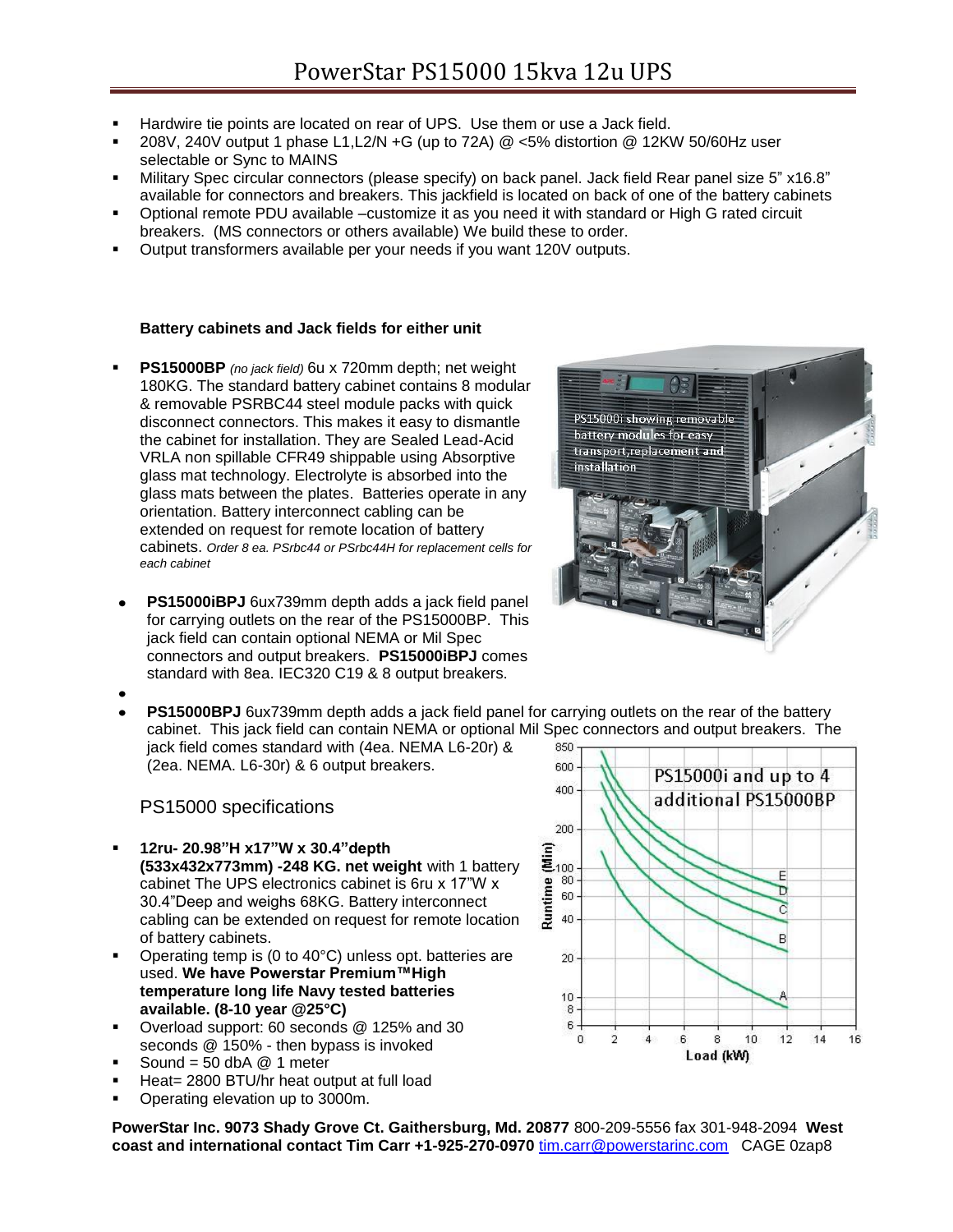# PowerStar PS15000 15kva 12u UPS

- Hardwire tie points are located on rear of UPS. Use them or use a Jack field.
- 208V, 240V output 1 phase L1,L2/N +G (up to 72A) @ <5% distortion @ 12KW 50/60Hz user selectable or Sync to MAINS
- Military Spec circular connectors (please specify) on back panel. Jack field Rear panel size 5" x16.8" available for connectors and breakers. This jackfield is located on back of one of the battery cabinets
- Optional remote PDU available –customize it as you need it with standard or High G rated circuit breakers. (MS connectors or others available) We build these to order.
- Output transformers available per your needs if you want 120V outputs.

**Battery cabinets and Jack fields for either unit**

- **PS15000BP** *(no jack field)* 6u x 720mm depth; net weight 180KG. The standard battery cabinet contains 8 modular & removable PSRBC44 steel module packs with quick disconnect connectors. This makes it easy to dismantle the cabinet for installation. They are Sealed Lead-Acid VRLA non spillable CFR49 shippable using Absorptive glass mat technology. Electrolyte is absorbed into the glass mats between the plates. Batteries operate in any orientation. Battery interconnect cabling can be extended on request for remote location of battery cabinets. *Order 8 ea. PSrbc44 or PSrbc44H for replacement cells for each cabinet*

PS15000i showing removable battery modules for easy transport,replacement and installation

- **PS15000iBPJ** 6ux739mm depth adds a jack field panel for carrying outlets on the rear of the PS15000BP. This jack field can contain optional NEMA or Mil Spec connectors and output breakers. **PS15000iBPJ** comes standard with 8ea. IEC320 C19 & 8 output breakers.
- **PS15000BPJ** 6ux739mm depth adds a jack field panel for carrying outlets on the rear of the battery cabinet. This jack field can contain NEMA or optional Mil Spec connectors and output breakers. The jack field comes standard with (4ea. NEMA L6-20r) & (2ea. NEMA. L6-30r) & 6 output breakers.

## PS15000 specifications

- **12ru- 20.98"H x17"W x 30.4"depth (533x432x773mm) -248 KG. net weight** with 1 battery cabinet The UPS electronics cabinet is 6ru x 17"W x 30.4"Deep and weighs 68KG. Battery interconnect cabling can be extended on request for remote location of battery cabinets.
- Operating temp is (0 to 40°C) unless opt. batteries are used. **We have Powerstar Premium™High temperature long life Navy tested batteries available. (8-10 year @25°C)**
- Overload support: 60 seconds @ 125% and 30 seconds @ 150% - then bypass is invoked
- Sound = 50 dbA @ 1 meter
- Heat= 2800 BTU/hr heat output at full load
- Operating elevation up to 3000m.

PS15000i and up to 4 additional PS15000BP

**PowerStar Inc. 9073 Shady Grove Ct. Gaithersburg, Md. 20877** 800-209-5556 fax 301-948-2094 **West coast and international contact Tim Carr +1-925-270-0970** tim.carr@powerstarinc.com CAGE 0zap8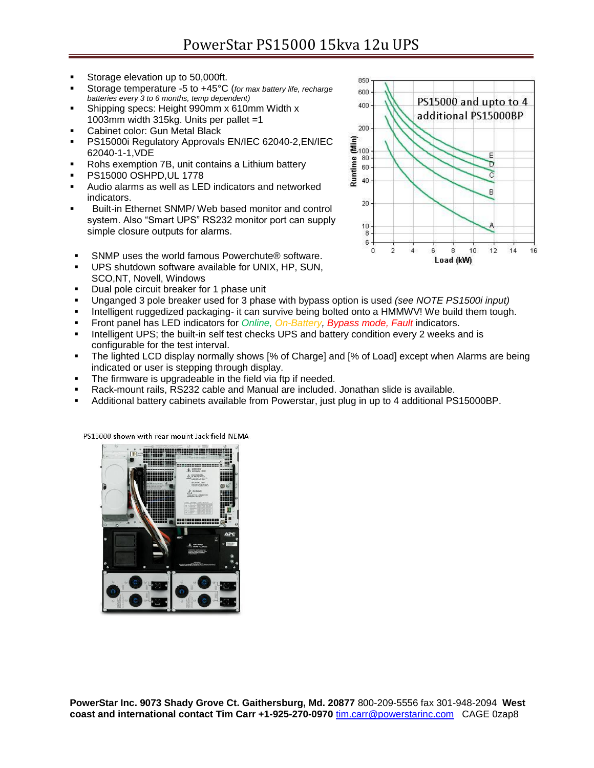# PowerStar PS15000 15kva 12u UPS

- Storage elevation up to 50,000ft.
- Storage temperature -5 to +45°C (*for max battery life, recharge batteries every 3 to 6 months, temp dependent)*
- Shipping specs: Height 990mm x 610mm Width x 1003mm width 315kg. Units per pallet =1
- Cabinet color: Gun Metal Black
- PS15000i Regulatory Approvals EN/IEC 62040-2,EN/IEC 62040-1-1,VDE
- Rohs exemption 7B, unit contains a Lithium battery
- PS15000 OSHPD,UL 1778
- Audio alarms as well as LED indicators and networked indicators.
- Built-in Ethernet SNMP/ Web based monitor and control system. Also "Smart UPS" RS232 monitor port can supply simple closure outputs for alarms.

PS15000 and upto to 4 additional PS15000BP

Runtime (Min)

850
600
400
200
100
80
60
40
20
10
8
6

E
D
C
B
A

0 2 4 6 8 10 12 14 16

Load (kW)

- SNMP uses the world famous Powerchute® software.
- UPS shutdown software available for UNIX, HP, SUN, SCO,NT, Novell, Windows
- Dual pole circuit breaker for 1 phase unit
- Unganged 3 pole breaker used for 3 phase with bypass option is used *(see NOTE PS1500i input)*
- Intelligent ruggedized packaging- it can survive being bolted onto a HMMWV! We build them tough.
- Front panel has LED indicators for *Online, On-Battery, Bypass mode, Fault* indicators.
- Intelligent UPS; the built-in self test checks UPS and battery condition every 2 weeks and is configurable for the test interval.
- The lighted LCD display normally shows [% of Charge] and [% of Load] except when Alarms are being indicated or user is stepping through display.
- The firmware is upgradeable in the field via ftp if needed.
- Rack-mount rails, RS232 cable and Manual are included. Jonathan slide is available.
- Additional battery cabinets available from Powerstar, just plug in up to 4 additional PS15000BP.

PS15000 shown with rear mount Jack field NEMA

**PowerStar Inc. 9073 Shady Grove Ct. Gaithersburg, Md. 20877** 800-209-5556 fax 301-948-2094 **West coast and international contact Tim Carr +1-925-270-0970** tim.carr@powerstarinc.com CAGE 0zap8